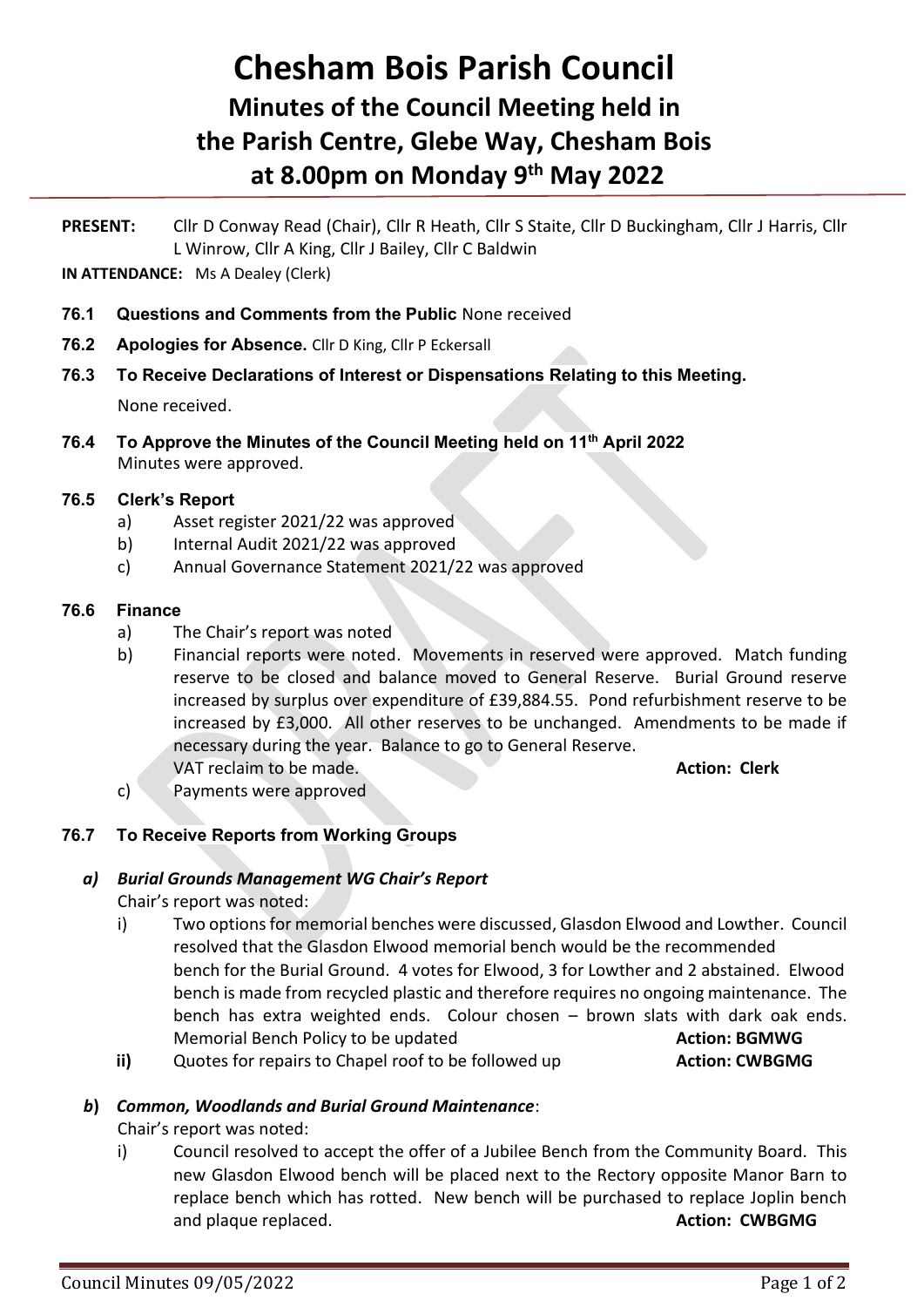# Chesham Bois Parish Council

## Minutes of the Council Meeting held in the Parish Centre, Glebe Way, Chesham Bois at 8.00pm on Monday 9th May 2022

**PRESENT:** Cllr D Conway Read (Chair), Cllr R Heath, Cllr S Staite, Cllr D Buckingham, Cllr J Harris, Cllr L Winrow, Cllr A King, Cllr J Bailey, Cllr C Baldwin

**IN ATTENDANCE:** Ms A Dealey (Clerk)

**76.1 Questions and Comments from the Public** None received

**76.2 Apologies for Absence.** Cllr D King, Cllr P Eckersall

**76.3 To Receive Declarations of Interest or Dispensations Relating to this Meeting.**

None received.

**76.4 To Approve the Minutes of the Council Meeting held on 11th April 2022**

Minutes were approved.

**76.5 Clerk's Report**

a) Asset register 2021/22 was approved
b) Internal Audit 2021/22 was approved
c) Annual Governance Statement 2021/22 was approved

**76.6 Finance**

a) The Chair's report was noted
b) Financial reports were noted. Movements in reserved were approved. Match funding reserve to be closed and balance moved to General Reserve. Burial Ground reserve increased by surplus over expenditure of £39,884.55. Pond refurbishment reserve to be increased by £3,000. All other reserves to be unchanged. Amendments to be made if necessary during the year. Balance to go to General Reserve.
VAT reclaim to be made. **Action: Clerk**
c) Payments were approved

**76.7 To Receive Reports from Working Groups**

***a) Burial Grounds Management WG Chair's Report***

Chair's report was noted:

i) Two options for memorial benches were discussed, Glasdon Elwood and Lowther. Council resolved that the Glasdon Elwood memorial bench would be the recommended bench for the Burial Ground. 4 votes for Elwood, 3 for Lowther and 2 abstained. Elwood bench is made from recycled plastic and therefore requires no ongoing maintenance. The bench has extra weighted ends. Colour chosen – brown slats with dark oak ends. Memorial Bench Policy to be updated **Action: BGMWG**

**ii)** Quotes for repairs to Chapel roof to be followed up **Action: CWBGMG**

***b) Common, Woodlands and Burial Ground Maintenance***:

Chair's report was noted:

i) Council resolved to accept the offer of a Jubilee Bench from the Community Board. This new Glasdon Elwood bench will be placed next to the Rectory opposite Manor Barn to replace bench which has rotted. New bench will be purchased to replace Joplin bench and plaque replaced. **Action: CWBGMG**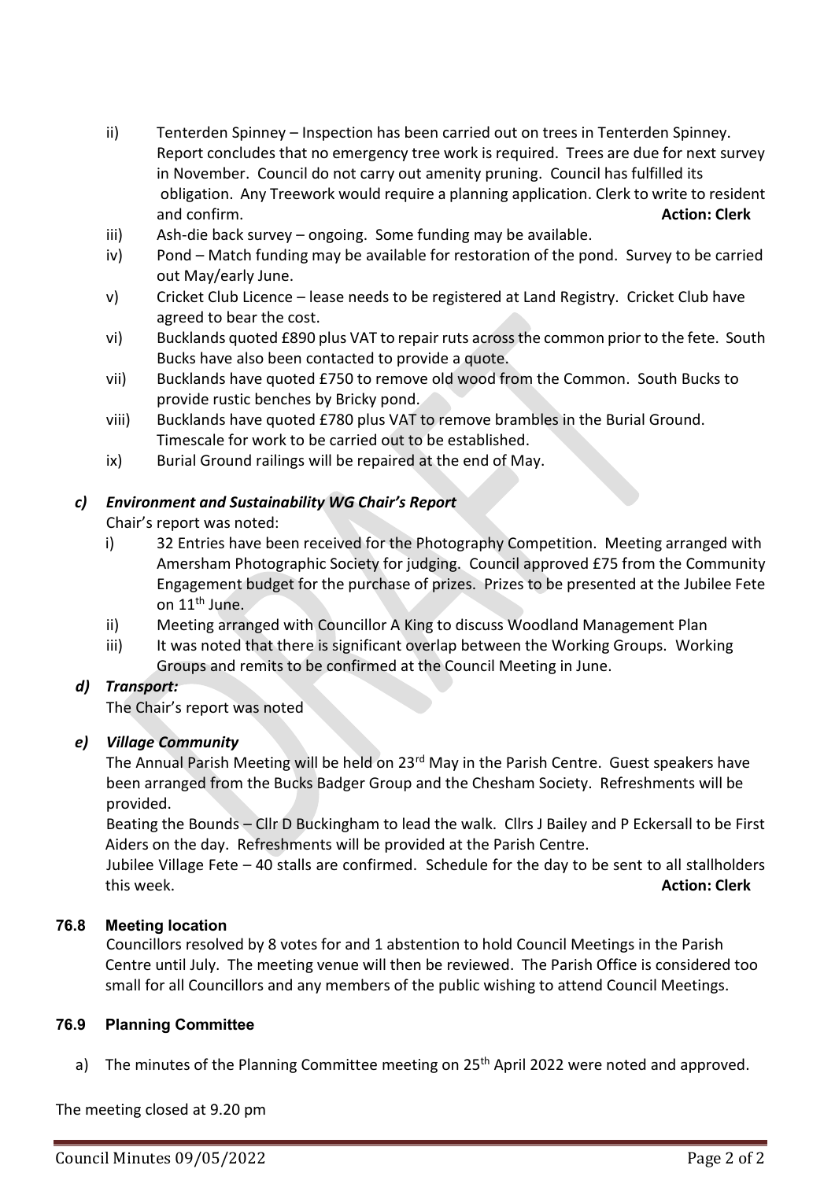ii) Tenterden Spinney – Inspection has been carried out on trees in Tenterden Spinney. Report concludes that no emergency tree work is required. Trees are due for next survey in November. Council do not carry out amenity pruning. Council has fulfilled its obligation. Any Treework would require a planning application. Clerk to write to resident and confirm. **Action: Clerk**

iii) Ash-die back survey – ongoing. Some funding may be available.

iv) Pond – Match funding may be available for restoration of the pond. Survey to be carried out May/early June.

v) Cricket Club Licence – lease needs to be registered at Land Registry. Cricket Club have agreed to bear the cost.

vi) Bucklands quoted £890 plus VAT to repair ruts across the common prior to the fete. South Bucks have also been contacted to provide a quote.

vii) Bucklands have quoted £750 to remove old wood from the Common. South Bucks to provide rustic benches by Bricky pond.

viii) Bucklands have quoted £780 plus VAT to remove brambles in the Burial Ground. Timescale for work to be carried out to be established.

ix) Burial Ground railings will be repaired at the end of May.

***c) Environment and Sustainability WG Chair's Report***

Chair's report was noted:

i) 32 Entries have been received for the Photography Competition. Meeting arranged with Amersham Photographic Society for judging. Council approved £75 from the Community Engagement budget for the purchase of prizes. Prizes to be presented at the Jubilee Fete on 11th June.

ii) Meeting arranged with Councillor A King to discuss Woodland Management Plan

iii) It was noted that there is significant overlap between the Working Groups. Working Groups and remits to be confirmed at the Council Meeting in June.

***d) Transport:***

The Chair's report was noted

***e) Village Community***

The Annual Parish Meeting will be held on 23rd May in the Parish Centre. Guest speakers have been arranged from the Bucks Badger Group and the Chesham Society. Refreshments will be provided.

Beating the Bounds – Cllr D Buckingham to lead the walk. Cllrs J Bailey and P Eckersall to be First Aiders on the day. Refreshments will be provided at the Parish Centre.

Jubilee Village Fete – 40 stalls are confirmed. Schedule for the day to be sent to all stallholders this week. **Action: Clerk**

**76.8 Meeting location**

Councillors resolved by 8 votes for and 1 abstention to hold Council Meetings in the Parish Centre until July. The meeting venue will then be reviewed. The Parish Office is considered too small for all Councillors and any members of the public wishing to attend Council Meetings.

**76.9 Planning Committee**

a) The minutes of the Planning Committee meeting on 25th April 2022 were noted and approved.

The meeting closed at 9.20 pm

Council Minutes 09/05/2022